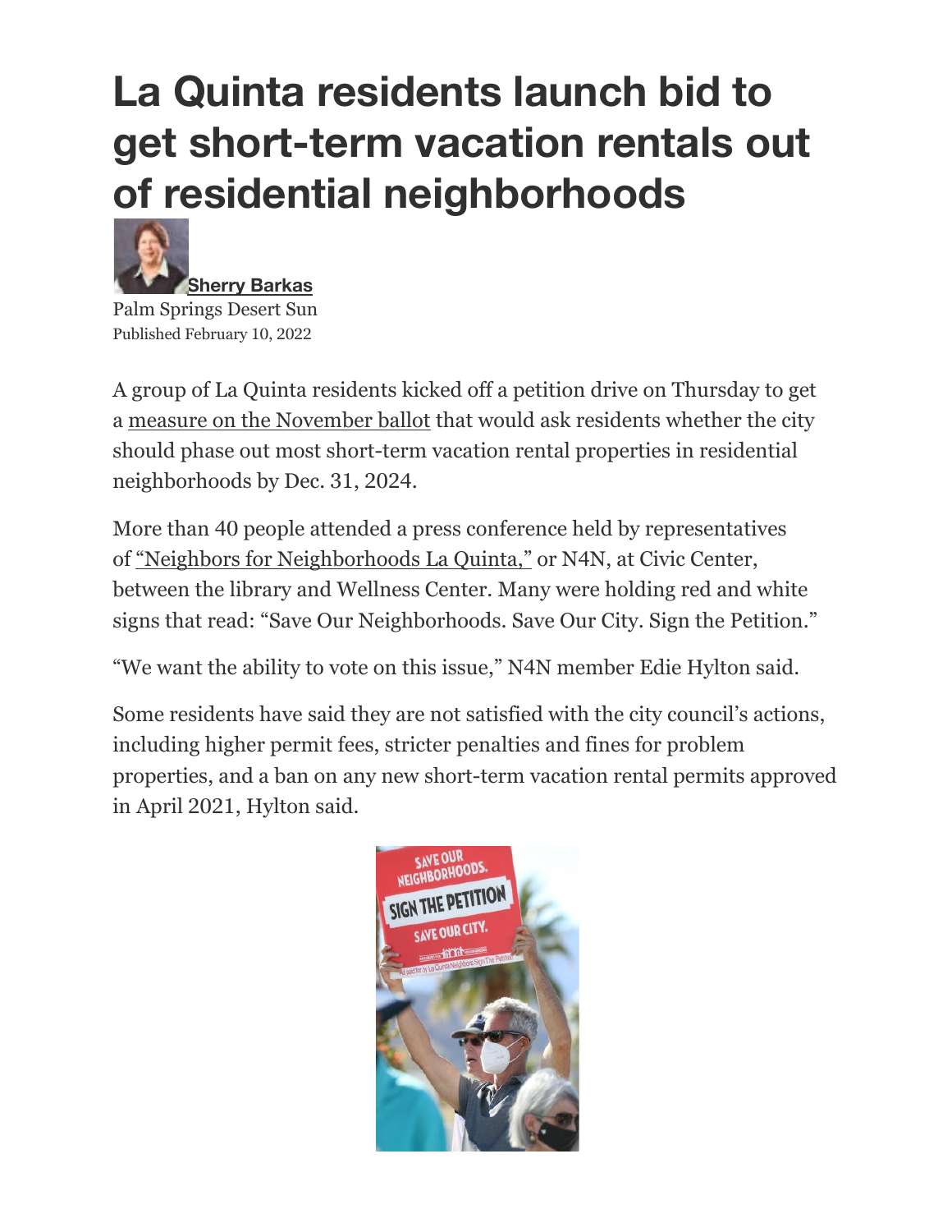# La Quinta residents launch bid to get short-term vacation rentals out of residential neighborhoods

**Sherry Barkas**

Palm Springs Desert Sun

Published February 10, 2022

A group of La Quinta residents kicked off a petition drive on Thursday to get a measure on the November ballot that would ask residents whether the city should phase out most short-term vacation rental properties in residential neighborhoods by Dec. 31, 2024.

More than 40 people attended a press conference held by representatives of "Neighbors for Neighborhoods La Quinta," or N4N, at Civic Center, between the library and Wellness Center. Many were holding red and white signs that read: "Save Our Neighborhoods. Save Our City. Sign the Petition."

"We want the ability to vote on this issue," N4N member Edie Hylton said.

Some residents have said they are not satisfied with the city council's actions, including higher permit fees, stricter penalties and fines for problem properties, and a ban on any new short-term vacation rental permits approved in April 2021, Hylton said.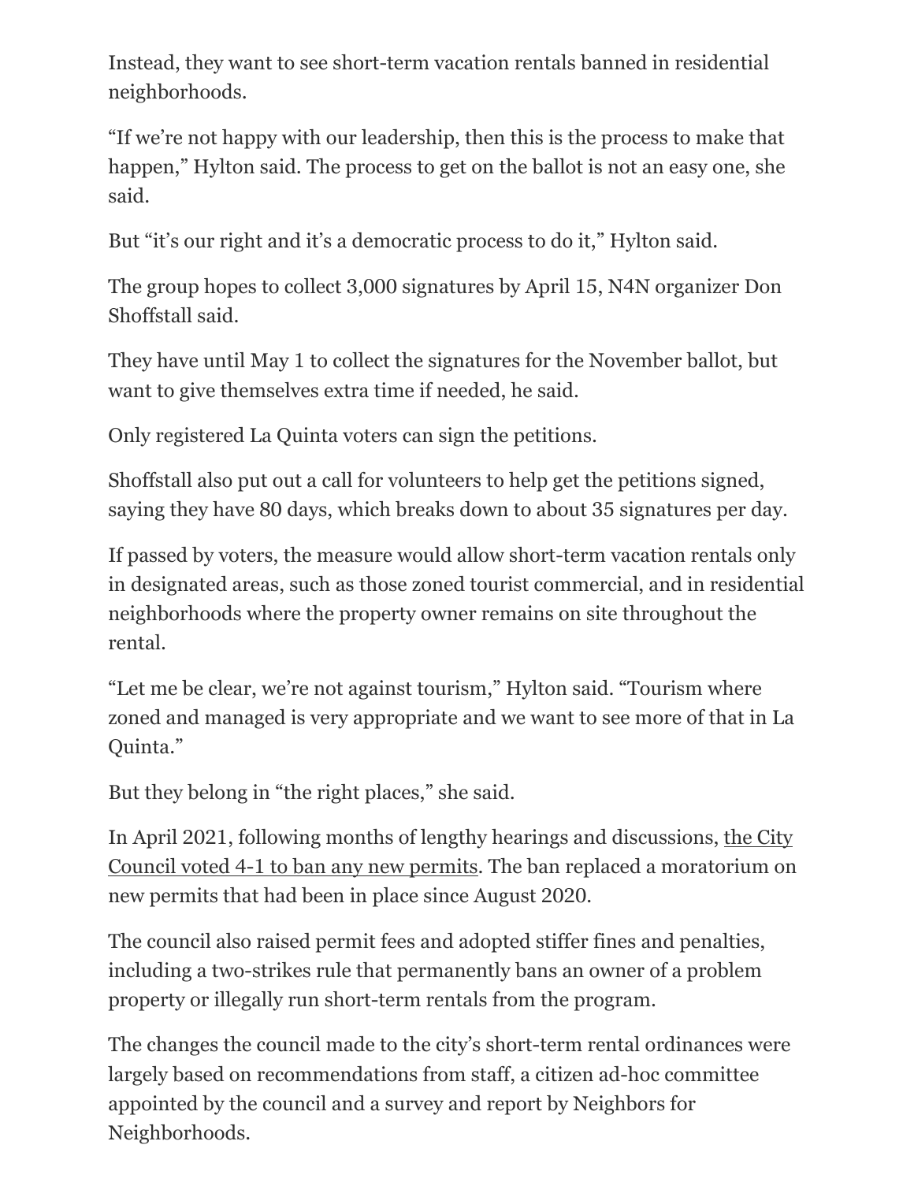Instead, they want to see short-term vacation rentals banned in residential neighborhoods.

"If we're not happy with our leadership, then this is the process to make that happen," Hylton said. The process to get on the ballot is not an easy one, she said.

But "it's our right and it's a democratic process to do it," Hylton said.

The group hopes to collect 3,000 signatures by April 15, N4N organizer Don Shoffstall said.

They have until May 1 to collect the signatures for the November ballot, but want to give themselves extra time if needed, he said.

Only registered La Quinta voters can sign the petitions.

Shoffstall also put out a call for volunteers to help get the petitions signed, saying they have 80 days, which breaks down to about 35 signatures per day.

If passed by voters, the measure would allow short-term vacation rentals only in designated areas, such as those zoned tourist commercial, and in residential neighborhoods where the property owner remains on site throughout the rental.

"Let me be clear, we're not against tourism," Hylton said. "Tourism where zoned and managed is very appropriate and we want to see more of that in La Quinta."

But they belong in "the right places," she said.

In April 2021, following months of lengthy hearings and discussions, the City Council voted 4-1 to ban any new permits. The ban replaced a moratorium on new permits that had been in place since August 2020.

The council also raised permit fees and adopted stiffer fines and penalties, including a two-strikes rule that permanently bans an owner of a problem property or illegally run short-term rentals from the program.

The changes the council made to the city's short-term rental ordinances were largely based on recommendations from staff, a citizen ad-hoc committee appointed by the council and a survey and report by Neighbors for Neighborhoods.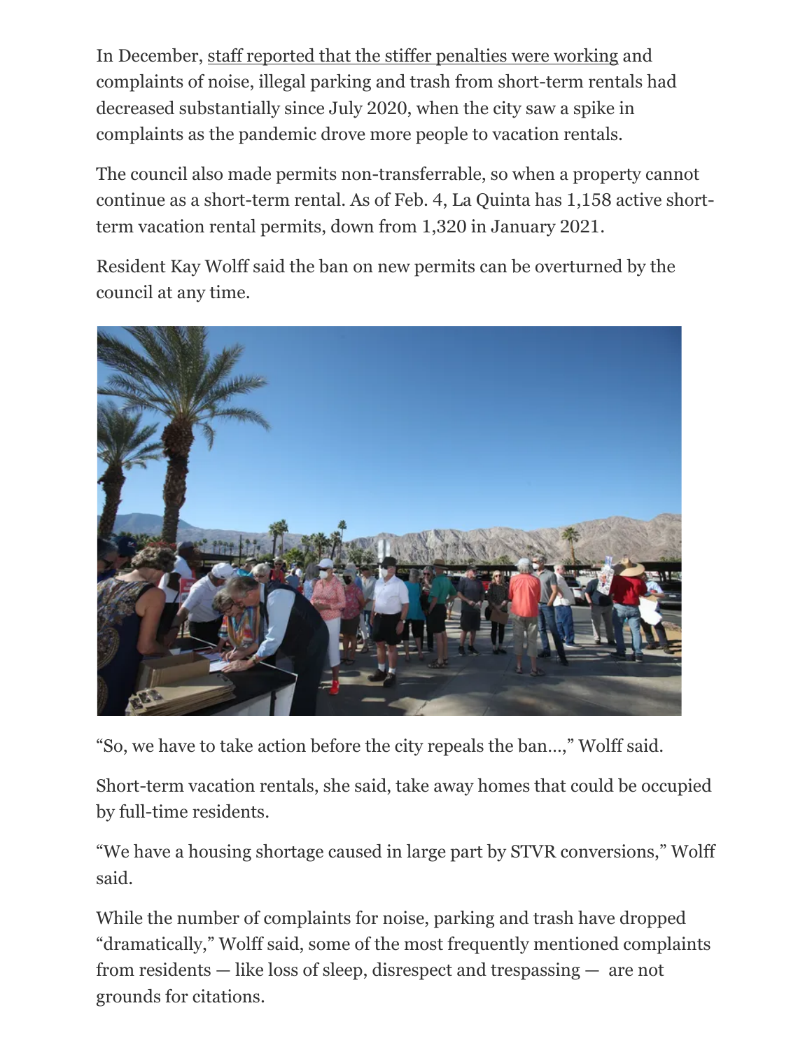In December, staff reported that the stiffer penalties were working and complaints of noise, illegal parking and trash from short-term rentals had decreased substantially since July 2020, when the city saw a spike in complaints as the pandemic drove more people to vacation rentals.

The council also made permits non-transferrable, so when a property cannot continue as a short-term rental. As of Feb. 4, La Quinta has 1,158 active short-term vacation rental permits, down from 1,320 in January 2021.

Resident Kay Wolff said the ban on new permits can be overturned by the council at any time.

“So, we have to take action before the city repeals the ban…,” Wolff said.

Short-term vacation rentals, she said, take away homes that could be occupied by full-time residents.

“We have a housing shortage caused in large part by STVR conversions,” Wolff said.

While the number of complaints for noise, parking and trash have dropped “dramatically,” Wolff said, some of the most frequently mentioned complaints from residents — like loss of sleep, disrespect and trespassing — are not grounds for citations.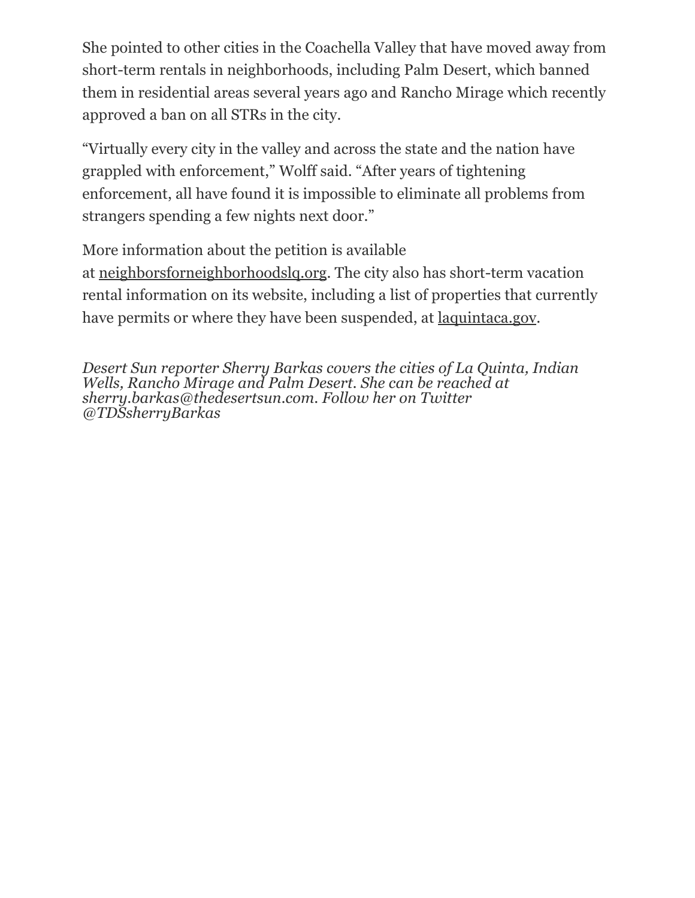She pointed to other cities in the Coachella Valley that have moved away from short-term rentals in neighborhoods, including Palm Desert, which banned them in residential areas several years ago and Rancho Mirage which recently approved a ban on all STRs in the city.

“Virtually every city in the valley and across the state and the nation have grappled with enforcement,” Wolff said. “After years of tightening enforcement, all have found it is impossible to eliminate all problems from strangers spending a few nights next door.”

More information about the petition is available at neighborsforneighborhoodslq.org. The city also has short-term vacation rental information on its website, including a list of properties that currently have permits or where they have been suspended, at laquintaca.gov.

*Desert Sun reporter Sherry Barkas covers the cities of La Quinta, Indian Wells, Rancho Mirage and Palm Desert. She can be reached at sherry.barkas@thedesertsun.com. Follow her on Twitter @TDSsherryBarkas*